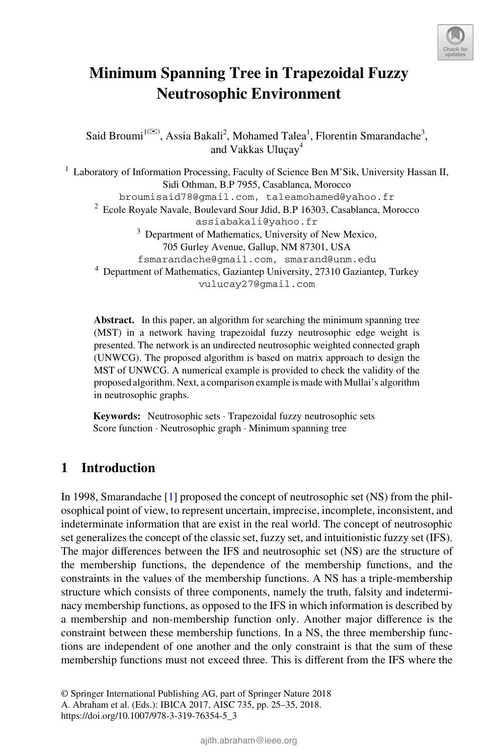# Minimum Spanning Tree in Trapezoidal Fuzzy Neutrosophic Environment

Said Broumi[1(✉)], Assia Bakali[2], Mohamed Talea[1], Florentin Smarandache[3], and Vakkas Uluçay[4]

[1] Laboratory of Information Processing, Faculty of Science Ben M'Sik, University Hassan II, Sidi Othman, B.P 7955, Casablanca, Morocco
broumisaid78@gmail.com, taleamohamed@yahoo.fr

[2] Ecole Royale Navale, Boulevard Sour Jdid, B.P 16303, Casablanca, Morocco
assiabakali@yahoo.fr

[3] Department of Mathematics, University of New Mexico, 705 Gurley Avenue, Gallup, NM 87301, USA
fsmarandache@gmail.com, smarand@unm.edu

[4] Department of Mathematics, Gaziantep University, 27310 Gaziantep, Turkey
vulucay27@gmail.com

**Abstract.** In this paper, an algorithm for searching the minimum spanning tree (MST) in a network having trapezoidal fuzzy neutrosophic edge weight is presented. The network is an undirected neutrosophic weighted connected graph (UNWCG). The proposed algorithm is based on matrix approach to design the MST of UNWCG. A numerical example is provided to check the validity of the proposed algorithm. Next, a comparison example is made with Mullai's algorithm in neutrosophic graphs.

**Keywords:** Neutrosophic sets · Trapezoidal fuzzy neutrosophic sets Score function · Neutrosophic graph · Minimum spanning tree

## 1 Introduction

In 1998, Smarandache [1] proposed the concept of neutrosophic set (NS) from the philosophical point of view, to represent uncertain, imprecise, incomplete, inconsistent, and indeterminate information that are exist in the real world. The concept of neutrosophic set generalizes the concept of the classic set, fuzzy set, and intuitionistic fuzzy set (IFS). The major differences between the IFS and neutrosophic set (NS) are the structure of the membership functions, the dependence of the membership functions, and the constraints in the values of the membership functions. A NS has a triple-membership structure which consists of three components, namely the truth, falsity and indeterminacy membership functions, as opposed to the IFS in which information is described by a membership and non-membership function only. Another major difference is the constraint between these membership functions. In a NS, the three membership functions are independent of one another and the only constraint is that the sum of these membership functions must not exceed three. This is different from the IFS where the

© Springer International Publishing AG, part of Springer Nature 2018
A. Abraham et al. (Eds.): IBICA 2017, AISC 735, pp. 25–35, 2018.
https://doi.org/10.1007/978-3-319-76354-5_3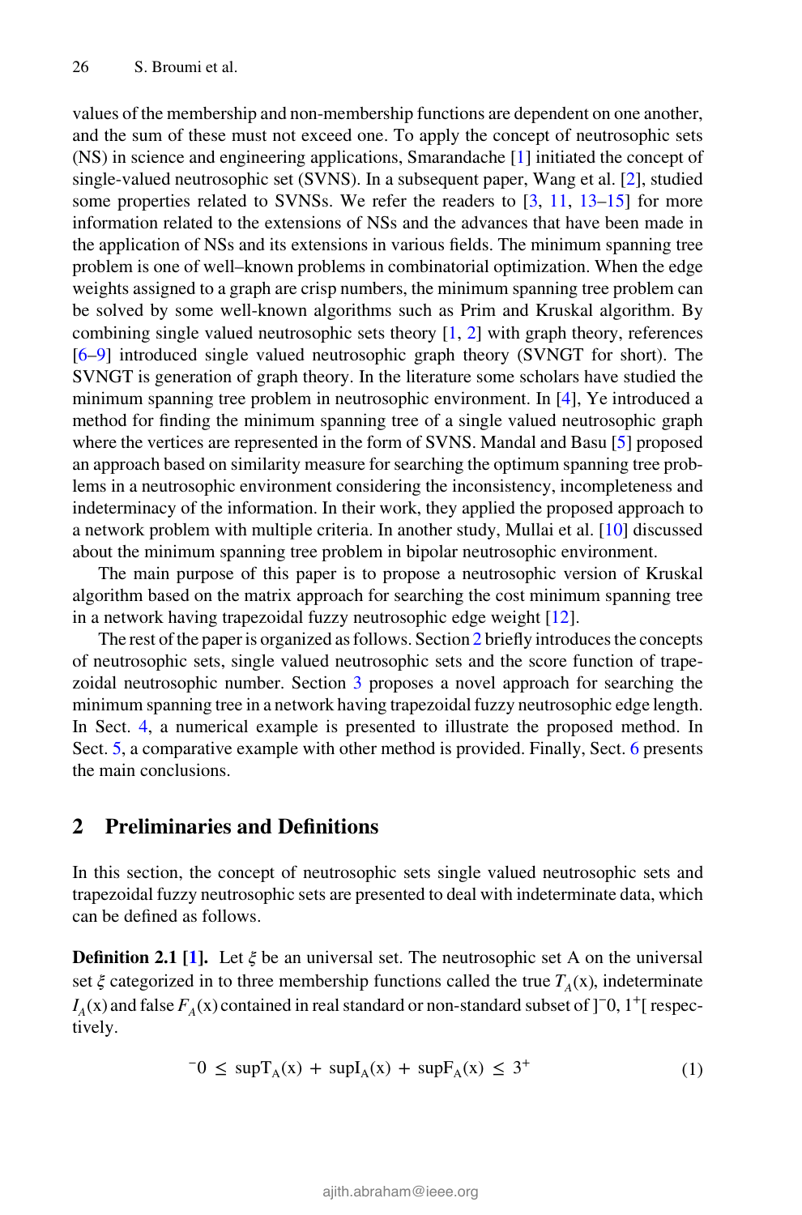values of the membership and non-membership functions are dependent on one another, and the sum of these must not exceed one. To apply the concept of neutrosophic sets (NS) in science and engineering applications, Smarandache [1] initiated the concept of single-valued neutrosophic set (SVNS). In a subsequent paper, Wang et al. [2], studied some properties related to SVNSs. We refer the readers to [3, 11, 13–15] for more information related to the extensions of NSs and the advances that have been made in the application of NSs and its extensions in various fields. The minimum spanning tree problem is one of well–known problems in combinatorial optimization. When the edge weights assigned to a graph are crisp numbers, the minimum spanning tree problem can be solved by some well-known algorithms such as Prim and Kruskal algorithm. By combining single valued neutrosophic sets theory [1, 2] with graph theory, references [6–9] introduced single valued neutrosophic graph theory (SVNGT for short). The SVNGT is generation of graph theory. In the literature some scholars have studied the minimum spanning tree problem in neutrosophic environment. In [4], Ye introduced a method for finding the minimum spanning tree of a single valued neutrosophic graph where the vertices are represented in the form of SVNS. Mandal and Basu [5] proposed an approach based on similarity measure for searching the optimum spanning tree problems in a neutrosophic environment considering the inconsistency, incompleteness and indeterminacy of the information. In their work, they applied the proposed approach to a network problem with multiple criteria. In another study, Mullai et al. [10] discussed about the minimum spanning tree problem in bipolar neutrosophic environment.

The main purpose of this paper is to propose a neutrosophic version of Kruskal algorithm based on the matrix approach for searching the cost minimum spanning tree in a network having trapezoidal fuzzy neutrosophic edge weight [12].

The rest of the paper is organized as follows. Section 2 briefly introduces the concepts of neutrosophic sets, single valued neutrosophic sets and the score function of trapezoidal neutrosophic number. Section 3 proposes a novel approach for searching the minimum spanning tree in a network having trapezoidal fuzzy neutrosophic edge length. In Sect. 4, a numerical example is presented to illustrate the proposed method. In Sect. 5, a comparative example with other method is provided. Finally, Sect. 6 presents the main conclusions.

## 2 Preliminaries and Definitions

In this section, the concept of neutrosophic sets single valued neutrosophic sets and trapezoidal fuzzy neutrosophic sets are presented to deal with indeterminate data, which can be defined as follows.

**Definition 2.1 [1].** Let $\xi$ be an universal set. The neutrosophic set A on the universal set $\xi$ categorized in to three membership functions called the true $T_A(x)$, indeterminate $I_A(x)$ and false $F_A(x)$ contained in real standard or non-standard subset of $]^-0, 1^+[$ respectively.

$$^-0 \le \sup T_A(x) + \sup I_A(x) + \sup F_A(x) \le 3^+ \tag{1}$$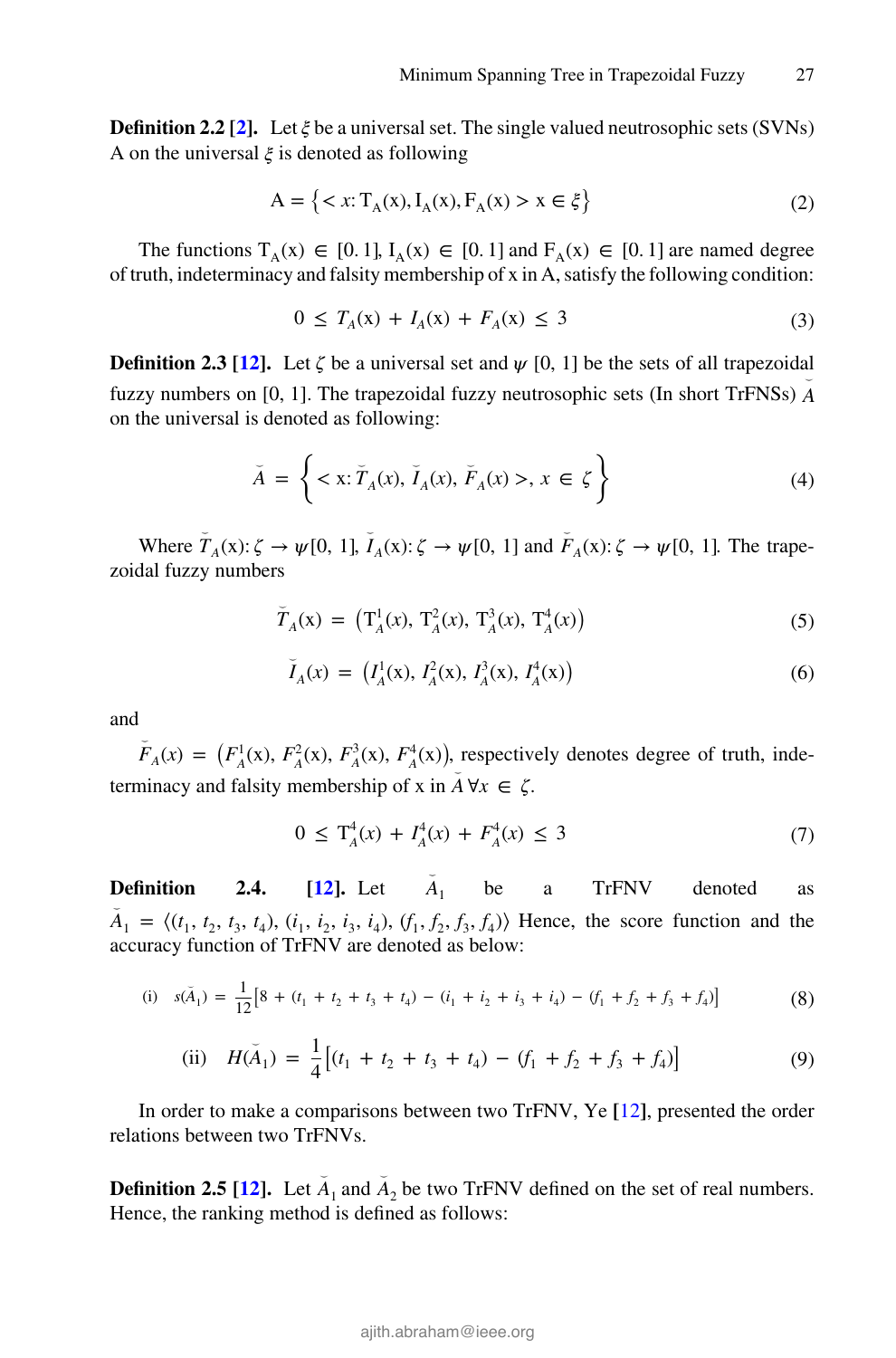**Definition 2.2 [2].** Let $\xi$ be a universal set. The single valued neutrosophic sets (SVNs) A on the universal $\xi$ is denoted as following

$$A = \left\{ < x: T_A(x), I_A(x), F_A(x) > x \in \xi \right\} \tag{2}$$

The functions $T_A(x) \in [0.1]$, $I_A(x) \in [0.1]$ and $F_A(x) \in [0.1]$ are named degree of truth, indeterminacy and falsity membership of x in A, satisfy the following condition:

$$0 \leq T_A(x) + I_A(x) + F_A(x) \leq 3 \tag{3}$$

**Definition 2.3 [12].** Let $\zeta$ be a universal set and $\psi$ [0, 1] be the sets of all trapezoidal fuzzy numbers on [0, 1]. The trapezoidal fuzzy neutrosophic sets (In short TrFNSs) $\breve{A}$ on the universal is denoted as following:

$$\breve{A} = \left\{ < x: \breve{T}_A(x), \breve{I}_A(x), \breve{F}_A(x) >, x \in \zeta \right\} \tag{4}$$

Where $\breve{T}_A(x): \zeta \to \psi[0, 1]$, $\breve{I}_A(x): \zeta \to \psi[0, 1]$ and $\breve{F}_A(x): \zeta \to \psi[0, 1]$. The trapezoidal fuzzy numbers

$$\breve{T}_A(x) = \left(T_A^1(x), T_A^2(x), T_A^3(x), T_A^4(x)\right) \tag{5}$$

$$\breve{I}_A(x) = \left(I_A^1(x), I_A^2(x), I_A^3(x), I_A^4(x)\right) \tag{6}$$

and

$\breve{F}_A(x) = \left(F_A^1(x), F_A^2(x), F_A^3(x), F_A^4(x)\right)$, respectively denotes degree of truth, indeterminacy and falsity membership of x in $\breve{A}\ \forall x \in \zeta$.

$$0 \leq T_A^4(x) + I_A^4(x) + F_A^4(x) \leq 3 \tag{7}$$

**Definition 2.4. [12].** Let $\breve{A}_1$ be a TrFNV denoted as $\breve{A}_1 = \langle (t_1, t_2, t_3, t_4), (i_1, i_2, i_3, i_4), (f_1, f_2, f_3, f_4) \rangle$ Hence, the score function and the accuracy function of TrFNV are denoted as below:

$$\text{(i)} \quad s(\breve{A}_1) = \frac{1}{12}\left[8 + (t_1 + t_2 + t_3 + t_4) - (i_1 + i_2 + i_3 + i_4) - (f_1 + f_2 + f_3 + f_4)\right] \tag{8}$$

$$\text{(ii)} \quad H(\breve{A}_1) = \frac{1}{4}\left[(t_1 + t_2 + t_3 + t_4) - (f_1 + f_2 + f_3 + f_4)\right] \tag{9}$$

In order to make a comparisons between two TrFNV, Ye [12], presented the order relations between two TrFNVs.

**Definition 2.5 [12].** Let $\breve{A}_1$ and $\breve{A}_2$ be two TrFNV defined on the set of real numbers. Hence, the ranking method is defined as follows: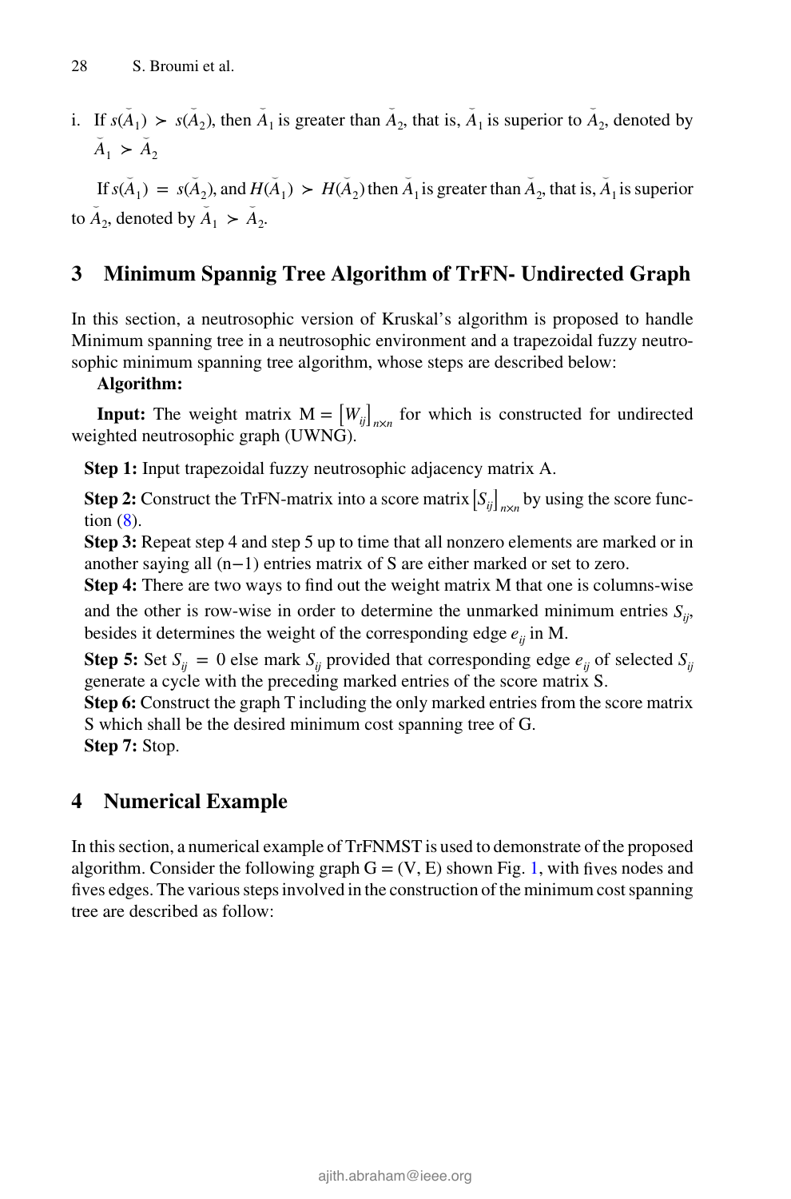i. If $s(\breve{A}_1) \succ s(\breve{A}_2)$, then $\breve{A}_1$ is greater than $\breve{A}_2$, that is, $\breve{A}_1$ is superior to $\breve{A}_2$, denoted by $\breve{A}_1 \succ \breve{A}_2$

If $s(\breve{A}_1) = s(\breve{A}_2)$, and $H(\breve{A}_1) \succ H(\breve{A}_2)$ then $\breve{A}_1$ is greater than $\breve{A}_2$, that is, $\breve{A}_1$ is superior to $\breve{A}_2$, denoted by $\breve{A}_1 \succ \breve{A}_2$.

## 3 Minimum Spannig Tree Algorithm of TrFN- Undirected Graph

In this section, a neutrosophic version of Kruskal's algorithm is proposed to handle Minimum spanning tree in a neutrosophic environment and a trapezoidal fuzzy neutrosophic minimum spanning tree algorithm, whose steps are described below:

**Algorithm:**

**Input:** The weight matrix $M = [W_{ij}]_{n \times n}$ for which is constructed for undirected weighted neutrosophic graph (UWNG).

**Step 1:** Input trapezoidal fuzzy neutrosophic adjacency matrix A.

**Step 2:** Construct the TrFN-matrix into a score matrix $[S_{ij}]_{n \times n}$ by using the score function (8).

**Step 3:** Repeat step 4 and step 5 up to time that all nonzero elements are marked or in another saying all (n−1) entries matrix of S are either marked or set to zero.

**Step 4:** There are two ways to find out the weight matrix M that one is columns-wise and the other is row-wise in order to determine the unmarked minimum entries $S_{ij}$, besides it determines the weight of the corresponding edge $e_{ij}$ in M.

**Step 5:** Set $S_{ij} = 0$ else mark $S_{ij}$ provided that corresponding edge $e_{ij}$ of selected $S_{ij}$ generate a cycle with the preceding marked entries of the score matrix S.

**Step 6:** Construct the graph T including the only marked entries from the score matrix S which shall be the desired minimum cost spanning tree of G.

**Step 7:** Stop.

## 4 Numerical Example

In this section, a numerical example of TrFNMST is used to demonstrate of the proposed algorithm. Consider the following graph G = (V, E) shown Fig. 1, with fives nodes and fives edges. The various steps involved in the construction of the minimum cost spanning tree are described as follow: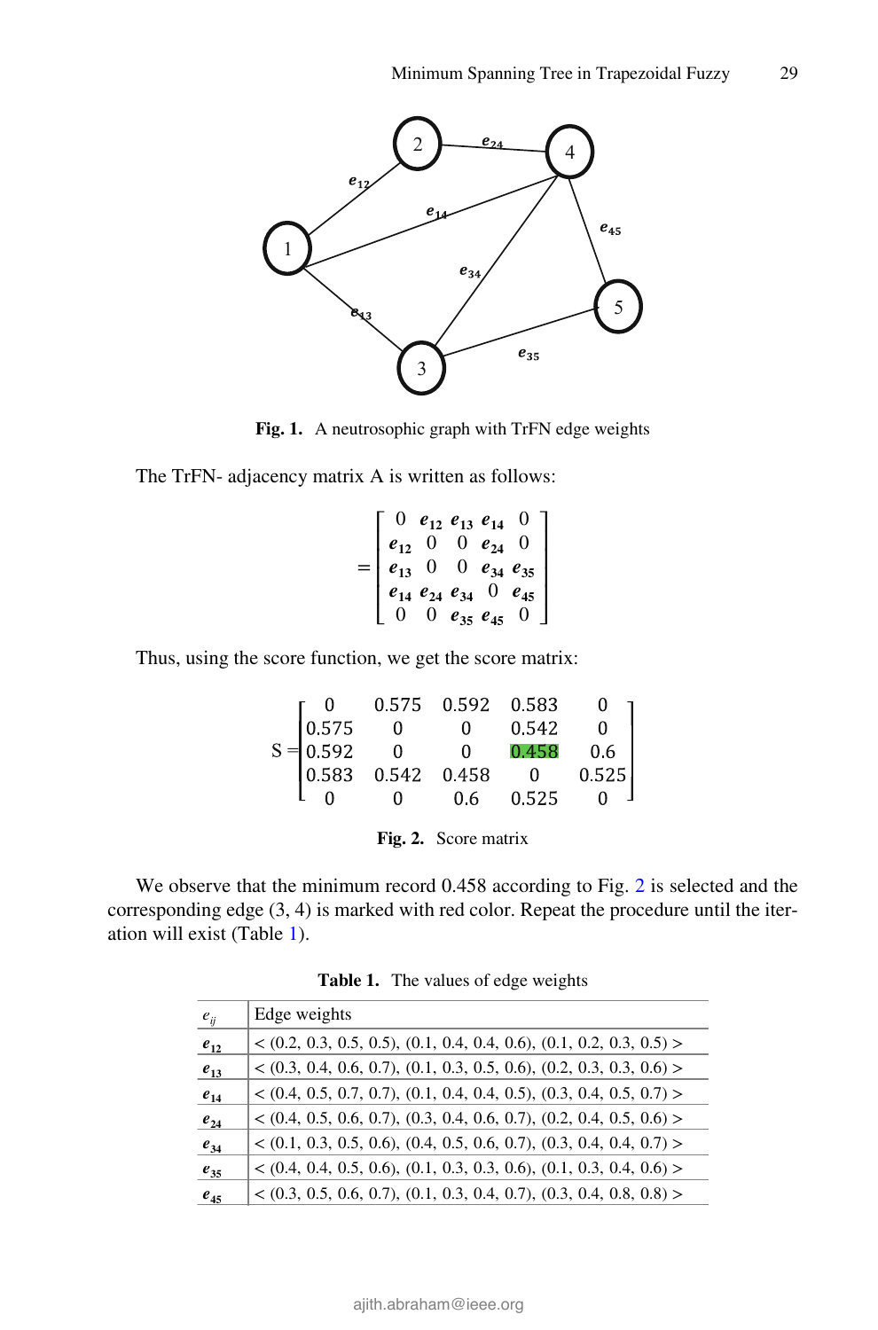Fig. 1. A neutrosophic graph with TrFN edge weights

The TrFN- adjacency matrix A is written as follows:

$$
= \begin{bmatrix} 0 & \boldsymbol{e_{12}} & \boldsymbol{e_{13}} & \boldsymbol{e_{14}} & 0 \\ \boldsymbol{e_{12}} & 0 & 0 & \boldsymbol{e_{24}} & 0 \\ \boldsymbol{e_{13}} & 0 & 0 & \boldsymbol{e_{34}} & \boldsymbol{e_{35}} \\ \boldsymbol{e_{14}} & \boldsymbol{e_{24}} & \boldsymbol{e_{34}} & 0 & \boldsymbol{e_{45}} \\ 0 & 0 & \boldsymbol{e_{35}} & \boldsymbol{e_{45}} & 0 \end{bmatrix}
$$

Thus, using the score function, we get the score matrix:

$$
S = \begin{bmatrix} 0 & 0.575 & 0.592 & 0.583 & 0 \\ 0.575 & 0 & 0 & 0.542 & 0 \\ 0.592 & 0 & 0 & 0.458 & 0.6 \\ 0.583 & 0.542 & 0.458 & 0 & 0.525 \\ 0 & 0 & 0.6 & 0.525 & 0 \end{bmatrix}
$$

Fig. 2. Score matrix

We observe that the minimum record 0.458 according to Fig. 2 is selected and the corresponding edge (3, 4) is marked with red color. Repeat the procedure until the iteration will exist (Table 1).

Table 1. The values of edge weights

| $e_{ij}$ | Edge weights |
|---|---|
| $\boldsymbol{e_{12}}$ | < (0.2, 0.3, 0.5, 0.5), (0.1, 0.4, 0.4, 0.6), (0.1, 0.2, 0.3, 0.5) > |
| $\boldsymbol{e_{13}}$ | < (0.3, 0.4, 0.6, 0.7), (0.1, 0.3, 0.5, 0.6), (0.2, 0.3, 0.3, 0.6) > |
| $\boldsymbol{e_{14}}$ | < (0.4, 0.5, 0.7, 0.7), (0.1, 0.4, 0.4, 0.5), (0.3, 0.4, 0.5, 0.7) > |
| $\boldsymbol{e_{24}}$ | < (0.4, 0.5, 0.6, 0.7), (0.3, 0.4, 0.6, 0.7), (0.2, 0.4, 0.5, 0.6) > |
| $\boldsymbol{e_{34}}$ | < (0.1, 0.3, 0.5, 0.6), (0.4, 0.5, 0.6, 0.7), (0.3, 0.4, 0.4, 0.7) > |
| $\boldsymbol{e_{35}}$ | < (0.4, 0.4, 0.5, 0.6), (0.1, 0.3, 0.3, 0.6), (0.1, 0.3, 0.4, 0.6) > |
| $\boldsymbol{e_{45}}$ | < (0.3, 0.5, 0.6, 0.7), (0.1, 0.3, 0.4, 0.7), (0.3, 0.4, 0.8, 0.8) > |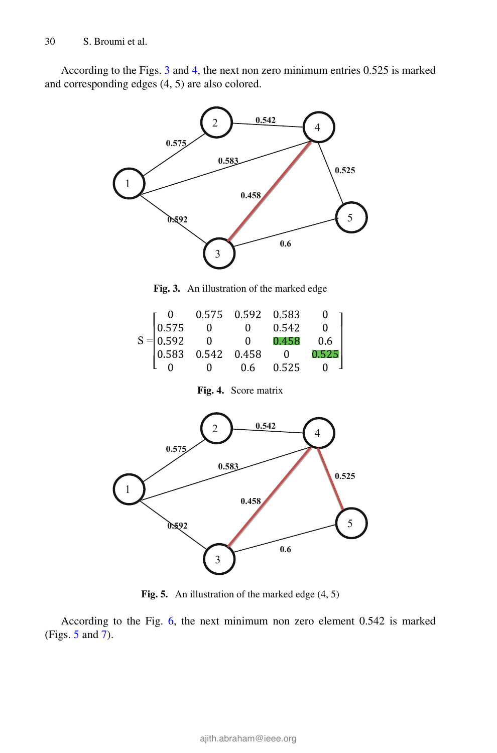According to the Figs. 3 and 4, the next non zero minimum entries 0.525 is marked and corresponding edges (4, 5) are also colored.

**Fig. 3.** An illustration of the marked edge

$$S = \begin{bmatrix} 0 & 0.575 & 0.592 & 0.583 & 0 \\ 0.575 & 0 & 0 & 0.542 & 0 \\ 0.592 & 0 & 0 & 0.458 & 0.6 \\ 0.583 & 0.542 & 0.458 & 0 & 0.525 \\ 0 & 0 & 0.6 & 0.525 & 0 \end{bmatrix}$$

**Fig. 4.** Score matrix

**Fig. 5.** An illustration of the marked edge (4, 5)

According to the Fig. 6, the next minimum non zero element 0.542 is marked (Figs. 5 and 7).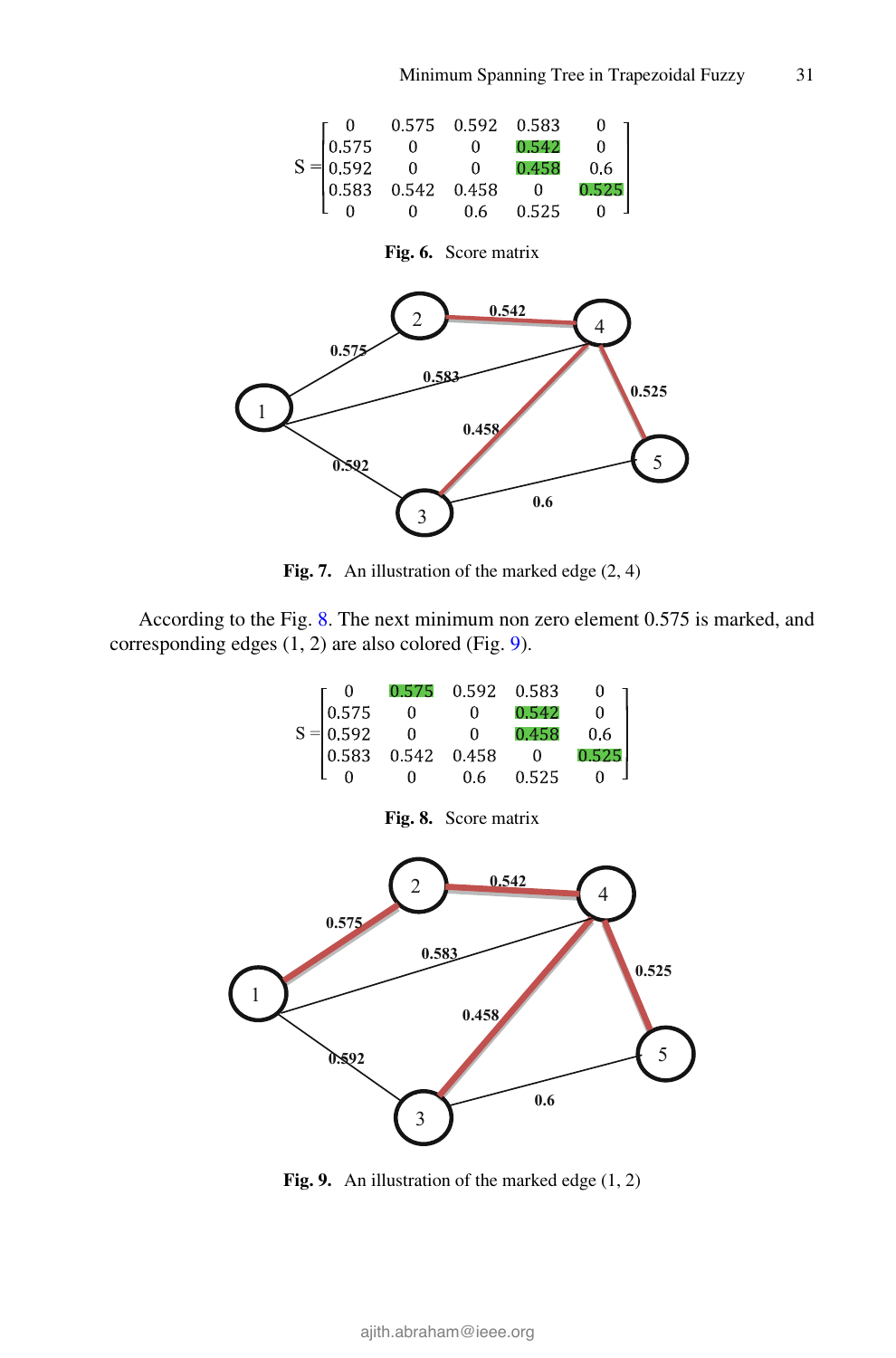$$
S = \begin{bmatrix} 0 & 0.575 & 0.592 & 0.583 & 0 \\ 0.575 & 0 & 0 & 0.542 & 0 \\ 0.592 & 0 & 0 & 0.458 & 0.6 \\ 0.583 & 0.542 & 0.458 & 0 & 0.525 \\ 0 & 0 & 0.6 & 0.525 & 0 \end{bmatrix}
$$

**Fig. 6.** Score matrix

**Fig. 7.** An illustration of the marked edge (2, 4)

According to the Fig. 8. The next minimum non zero element 0.575 is marked, and corresponding edges (1, 2) are also colored (Fig. 9).

$$
S = \begin{bmatrix} 0 & 0.575 & 0.592 & 0.583 & 0 \\ 0.575 & 0 & 0 & 0.542 & 0 \\ 0.592 & 0 & 0 & 0.458 & 0.6 \\ 0.583 & 0.542 & 0.458 & 0 & 0.525 \\ 0 & 0 & 0.6 & 0.525 & 0 \end{bmatrix}
$$

**Fig. 8.** Score matrix

**Fig. 9.** An illustration of the marked edge (1, 2)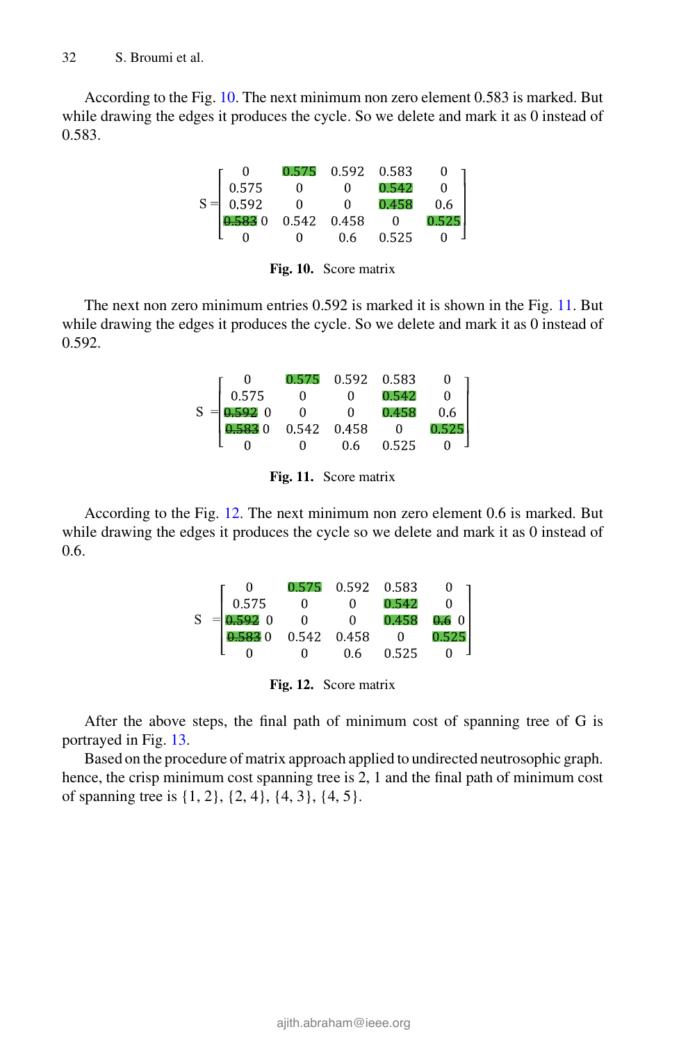According to the Fig. 10. The next minimum non zero element 0.583 is marked. But while drawing the edges it produces the cycle. So we delete and mark it as 0 instead of 0.583.

$$S = \begin{bmatrix} 0 & 0.575 & 0.592 & 0.583 & 0 \\ 0.575 & 0 & 0 & 0.542 & 0 \\ 0.592 & 0 & 0 & 0.458 & 0.6 \\ \not{0.583}\ 0 & 0.542 & 0.458 & 0 & 0.525 \\ 0 & 0 & 0.6 & 0.525 & 0 \end{bmatrix}$$

**Fig. 10.** Score matrix

The next non zero minimum entries 0.592 is marked it is shown in the Fig. 11. But while drawing the edges it produces the cycle. So we delete and mark it as 0 instead of 0.592.

$$S = \begin{bmatrix} 0 & 0.575 & 0.592 & 0.583 & 0 \\ 0.575 & 0 & 0 & 0.542 & 0 \\ \not{0.592}\ 0 & 0 & 0 & 0.458 & 0.6 \\ \not{0.583}\ 0 & 0.542 & 0.458 & 0 & 0.525 \\ 0 & 0 & 0.6 & 0.525 & 0 \end{bmatrix}$$

**Fig. 11.** Score matrix

According to the Fig. 12. The next minimum non zero element 0.6 is marked. But while drawing the edges it produces the cycle so we delete and mark it as 0 instead of 0.6.

$$S = \begin{bmatrix} 0 & 0.575 & 0.592 & 0.583 & 0 \\ 0.575 & 0 & 0 & 0.542 & 0 \\ \not{0.592}\ 0 & 0 & 0 & 0.458 & \not{0.6}\ 0 \\ \not{0.583}\ 0 & 0.542 & 0.458 & 0 & 0.525 \\ 0 & 0 & 0.6 & 0.525 & 0 \end{bmatrix}$$

**Fig. 12.** Score matrix

After the above steps, the final path of minimum cost of spanning tree of G is portrayed in Fig. 13.

Based on the procedure of matrix approach applied to undirected neutrosophic graph. hence, the crisp minimum cost spanning tree is 2, 1 and the final path of minimum cost of spanning tree is {1, 2}, {2, 4}, {4, 3}, {4, 5}.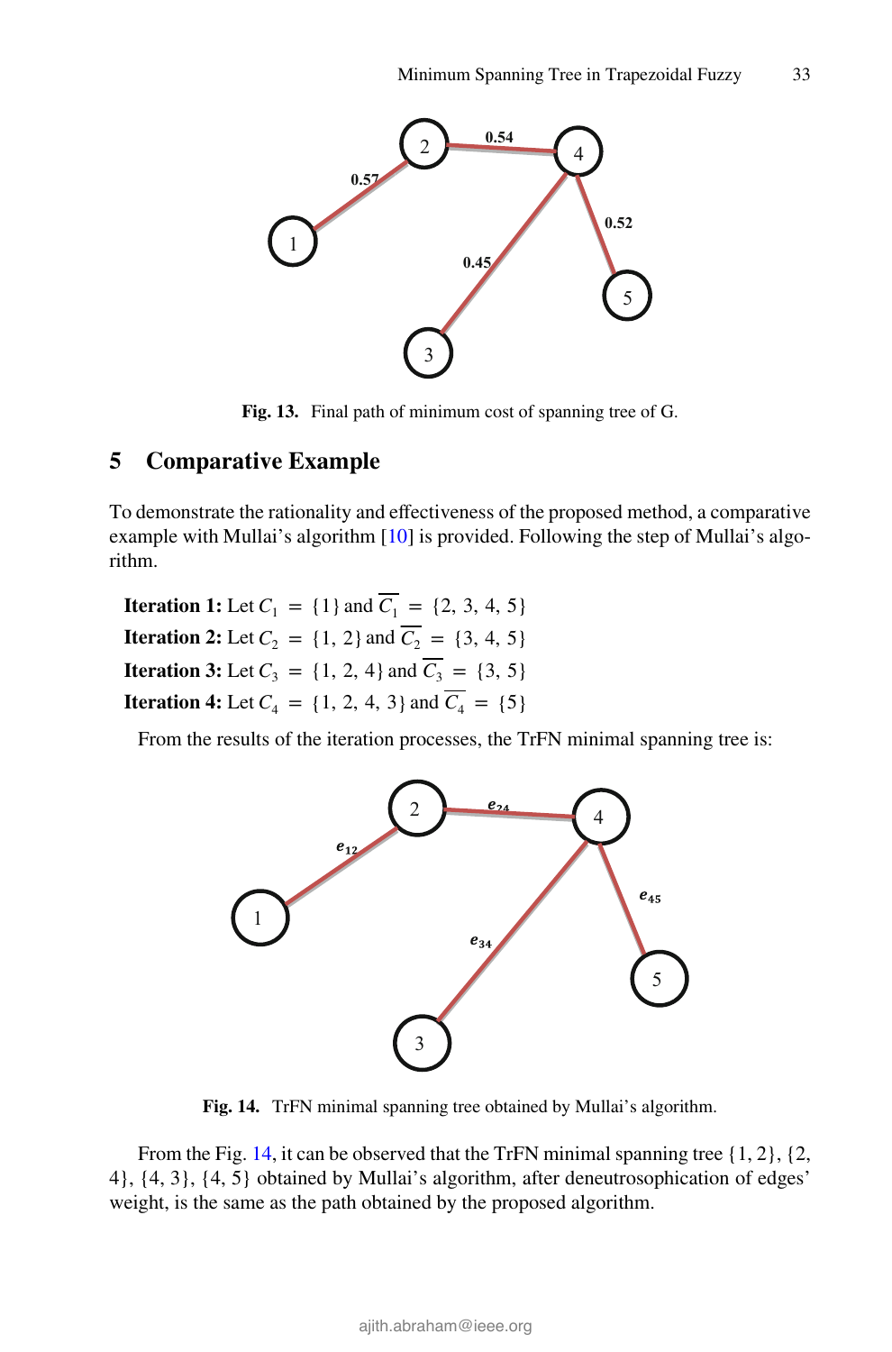Fig. 13. Final path of minimum cost of spanning tree of G.

## 5 Comparative Example

To demonstrate the rationality and effectiveness of the proposed method, a comparative example with Mullai's algorithm [10] is provided. Following the step of Mullai's algorithm.

**Iteration 1:** Let $C_1 = \{1\}$ and $\overline{C_1} = \{2, 3, 4, 5\}$
**Iteration 2:** Let $C_2 = \{1, 2\}$ and $\overline{C_2} = \{3, 4, 5\}$
**Iteration 3:** Let $C_3 = \{1, 2, 4\}$ and $\overline{C_3} = \{3, 5\}$
**Iteration 4:** Let $C_4 = \{1, 2, 4, 3\}$ and $\overline{C_4} = \{5\}$

From the results of the iteration processes, the TrFN minimal spanning tree is:

Fig. 14. TrFN minimal spanning tree obtained by Mullai's algorithm.

From the Fig. 14, it can be observed that the TrFN minimal spanning tree {1, 2}, {2, 4}, {4, 3}, {4, 5} obtained by Mullai's algorithm, after deneutrosophication of edges' weight, is the same as the path obtained by the proposed algorithm.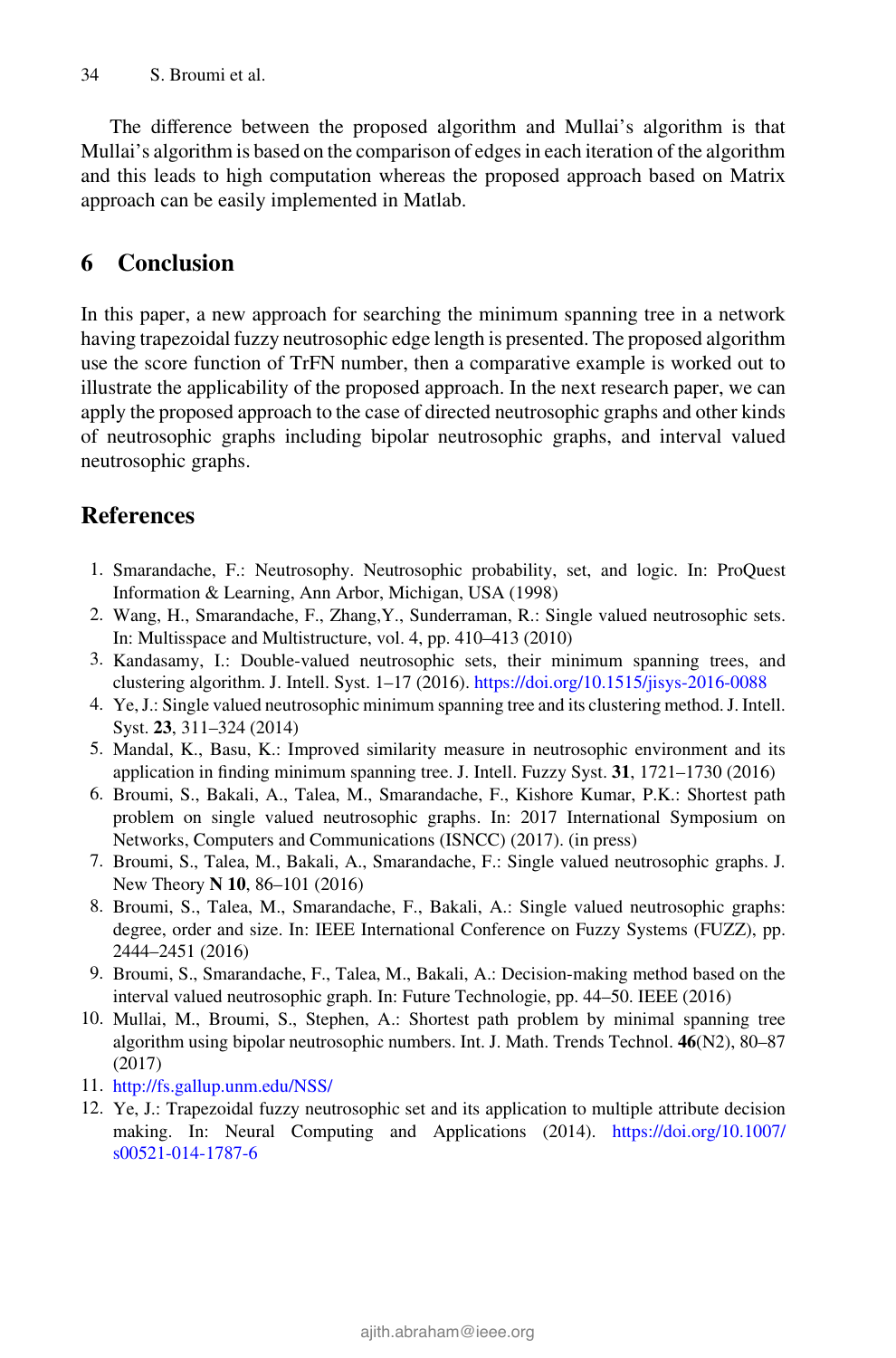The difference between the proposed algorithm and Mullai's algorithm is that Mullai's algorithm is based on the comparison of edges in each iteration of the algorithm and this leads to high computation whereas the proposed approach based on Matrix approach can be easily implemented in Matlab.

## 6 Conclusion

In this paper, a new approach for searching the minimum spanning tree in a network having trapezoidal fuzzy neutrosophic edge length is presented. The proposed algorithm use the score function of TrFN number, then a comparative example is worked out to illustrate the applicability of the proposed approach. In the next research paper, we can apply the proposed approach to the case of directed neutrosophic graphs and other kinds of neutrosophic graphs including bipolar neutrosophic graphs, and interval valued neutrosophic graphs.

## References

1. Smarandache, F.: Neutrosophy. Neutrosophic probability, set, and logic. In: ProQuest Information & Learning, Ann Arbor, Michigan, USA (1998)
2. Wang, H., Smarandache, F., Zhang,Y., Sunderraman, R.: Single valued neutrosophic sets. In: Multisspace and Multistructure, vol. 4, pp. 410–413 (2010)
3. Kandasamy, I.: Double-valued neutrosophic sets, their minimum spanning trees, and clustering algorithm. J. Intell. Syst. 1–17 (2016). https://doi.org/10.1515/jisys-2016-0088
4. Ye, J.: Single valued neutrosophic minimum spanning tree and its clustering method. J. Intell. Syst. **23**, 311–324 (2014)
5. Mandal, K., Basu, K.: Improved similarity measure in neutrosophic environment and its application in finding minimum spanning tree. J. Intell. Fuzzy Syst. **31**, 1721–1730 (2016)
6. Broumi, S., Bakali, A., Talea, M., Smarandache, F., Kishore Kumar, P.K.: Shortest path problem on single valued neutrosophic graphs. In: 2017 International Symposium on Networks, Computers and Communications (ISNCC) (2017). (in press)
7. Broumi, S., Talea, M., Bakali, A., Smarandache, F.: Single valued neutrosophic graphs. J. New Theory **N 10**, 86–101 (2016)
8. Broumi, S., Talea, M., Smarandache, F., Bakali, A.: Single valued neutrosophic graphs: degree, order and size. In: IEEE International Conference on Fuzzy Systems (FUZZ), pp. 2444–2451 (2016)
9. Broumi, S., Smarandache, F., Talea, M., Bakali, A.: Decision-making method based on the interval valued neutrosophic graph. In: Future Technologie, pp. 44–50. IEEE (2016)
10. Mullai, M., Broumi, S., Stephen, A.: Shortest path problem by minimal spanning tree algorithm using bipolar neutrosophic numbers. Int. J. Math. Trends Technol. **46**(N2), 80–87 (2017)
11. http://fs.gallup.unm.edu/NSS/
12. Ye, J.: Trapezoidal fuzzy neutrosophic set and its application to multiple attribute decision making. In: Neural Computing and Applications (2014). https://doi.org/10.1007/s00521-014-1787-6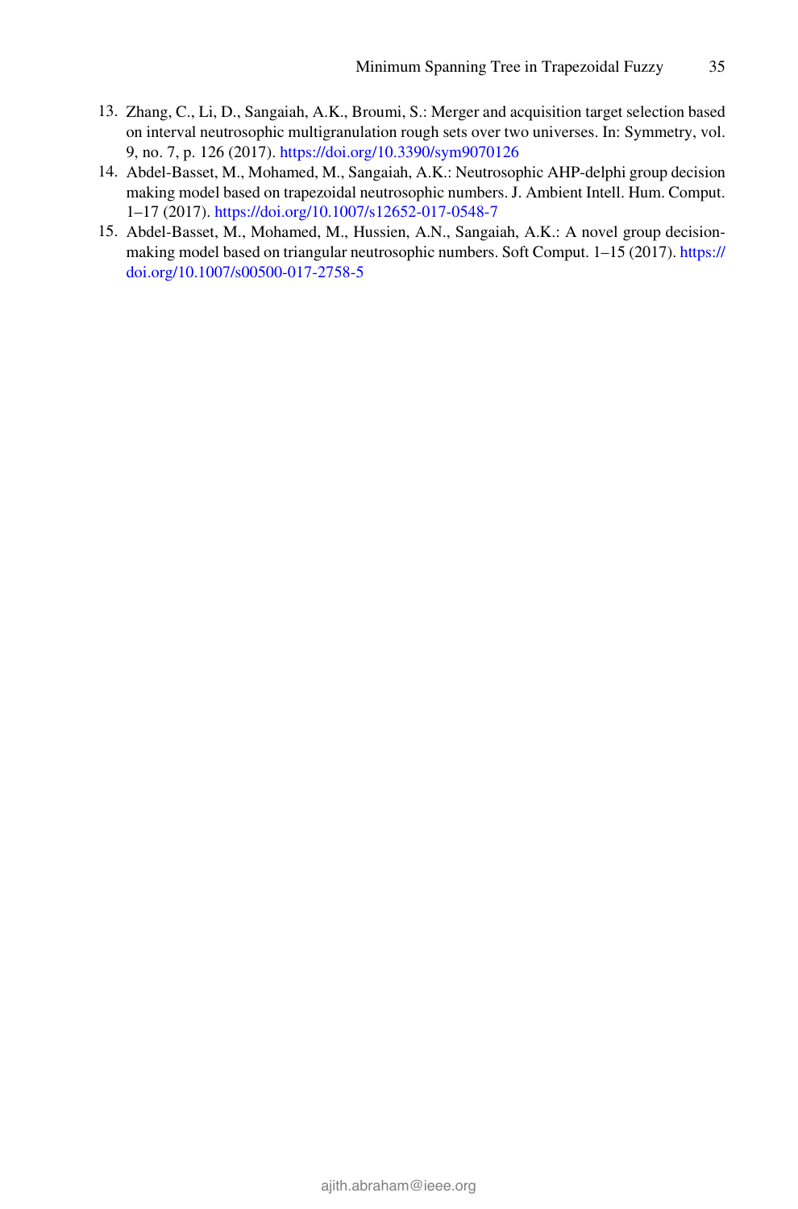13. Zhang, C., Li, D., Sangaiah, A.K., Broumi, S.: Merger and acquisition target selection based on interval neutrosophic multigranulation rough sets over two universes. In: Symmetry, vol. 9, no. 7, p. 126 (2017). https://doi.org/10.3390/sym9070126
14. Abdel-Basset, M., Mohamed, M., Sangaiah, A.K.: Neutrosophic AHP-delphi group decision making model based on trapezoidal neutrosophic numbers. J. Ambient Intell. Hum. Comput. 1–17 (2017). https://doi.org/10.1007/s12652-017-0548-7
15. Abdel-Basset, M., Mohamed, M., Hussien, A.N., Sangaiah, A.K.: A novel group decision-making model based on triangular neutrosophic numbers. Soft Comput. 1–15 (2017). https://doi.org/10.1007/s00500-017-2758-5